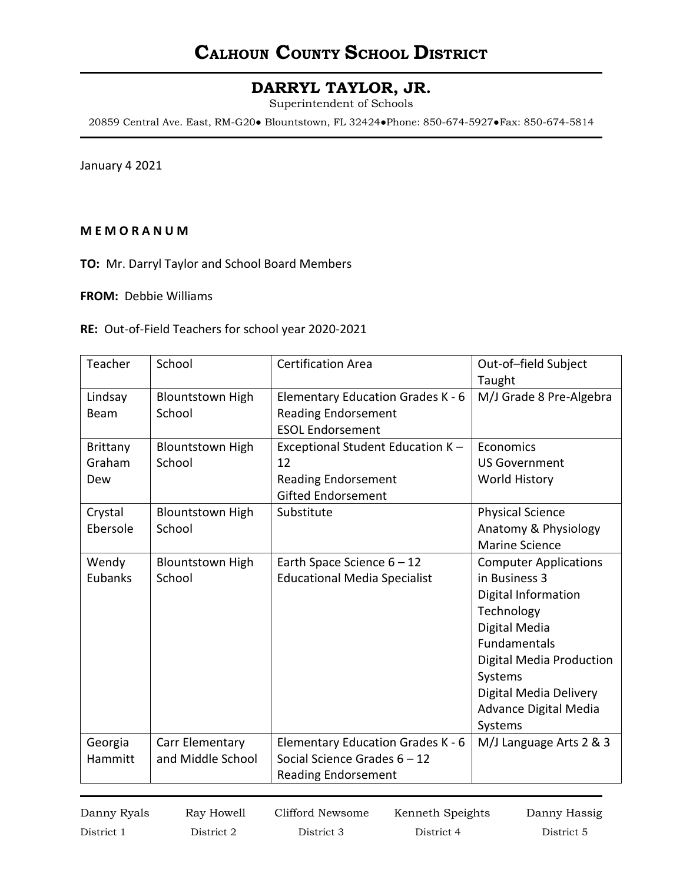# Calhoun County School District

## DARRYL TAYLOR, JR.

Superintendent of Schools

20859 Central Ave. East, RM-G20● Blountstown, FL 32424●Phone: 850-674-5927●Fax: 850-674-5814

January 4 2021

**M E M O R A N U M**

**TO:** Mr. Darryl Taylor and School Board Members

**FROM:** Debbie Williams

**RE:** Out-of-Field Teachers for school year 2020-2021

| Teacher | School | Certification Area | Out-of–field Subject Taught |
|---|---|---|---|
| Lindsay Beam | Blountstown High School | Elementary Education Grades K - 6<br>Reading Endorsement<br>ESOL Endorsement | M/J Grade 8 Pre-Algebra |
| Brittany Graham Dew | Blountstown High School | Exceptional Student Education K – 12<br>Reading Endorsement<br>Gifted Endorsement | Economics<br>US Government<br>World History |
| Crystal Ebersole | Blountstown High School | Substitute | Physical Science<br>Anatomy & Physiology<br>Marine Science |
| Wendy Eubanks | Blountstown High School | Earth Space Science 6 – 12<br>Educational Media Specialist | Computer Applications in Business 3<br>Digital Information Technology<br>Digital Media Fundamentals<br>Digital Media Production Systems<br>Digital Media Delivery<br>Advance Digital Media Systems |
| Georgia Hammitt | Carr Elementary and Middle School | Elementary Education Grades K - 6<br>Social Science Grades 6 – 12<br>Reading Endorsement | M/J Language Arts 2 & 3 |

Danny Ryals, District 1 | Ray Howell, District 2 | Clifford Newsome, District 3 | Kenneth Speights, District 4 | Danny Hassig, District 5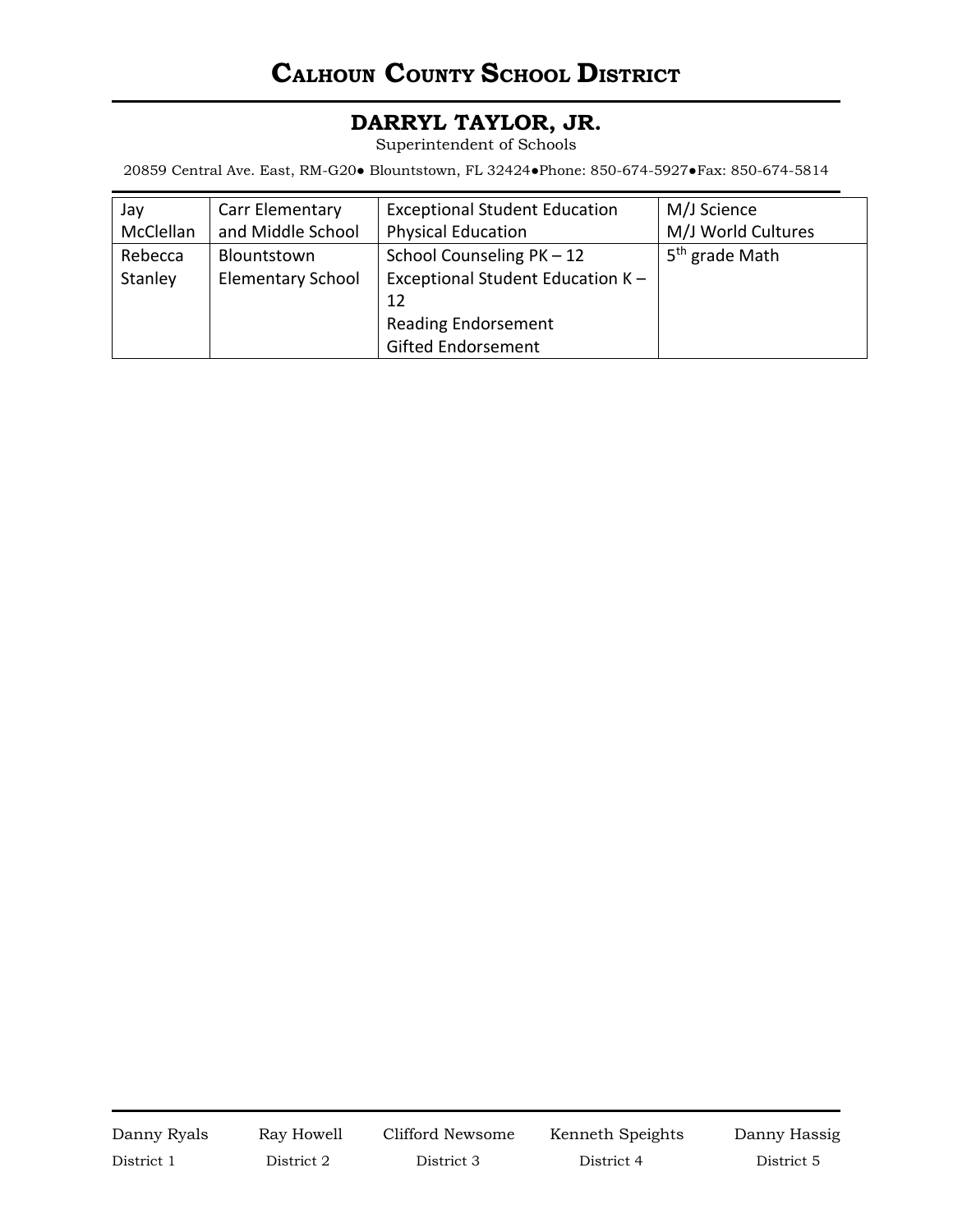# Calhoun County School District

## DARRYL TAYLOR, JR.

Superintendent of Schools

20859 Central Ave. East, RM-G20● Blountstown, FL 32424●Phone: 850-674-5927●Fax: 850-674-5814

| | | | |
|---|---|---|---|
| Jay McClellan | Carr Elementary and Middle School | Exceptional Student Education<br>Physical Education | M/J Science<br>M/J World Cultures |
| Rebecca Stanley | Blountstown Elementary School | School Counseling PK – 12<br>Exceptional Student Education K – 12<br>Reading Endorsement<br>Gifted Endorsement | 5th grade Math |

Danny Ryals
District 1

Ray Howell
District 2

Clifford Newsome
District 3

Kenneth Speights
District 4

Danny Hassig
District 5